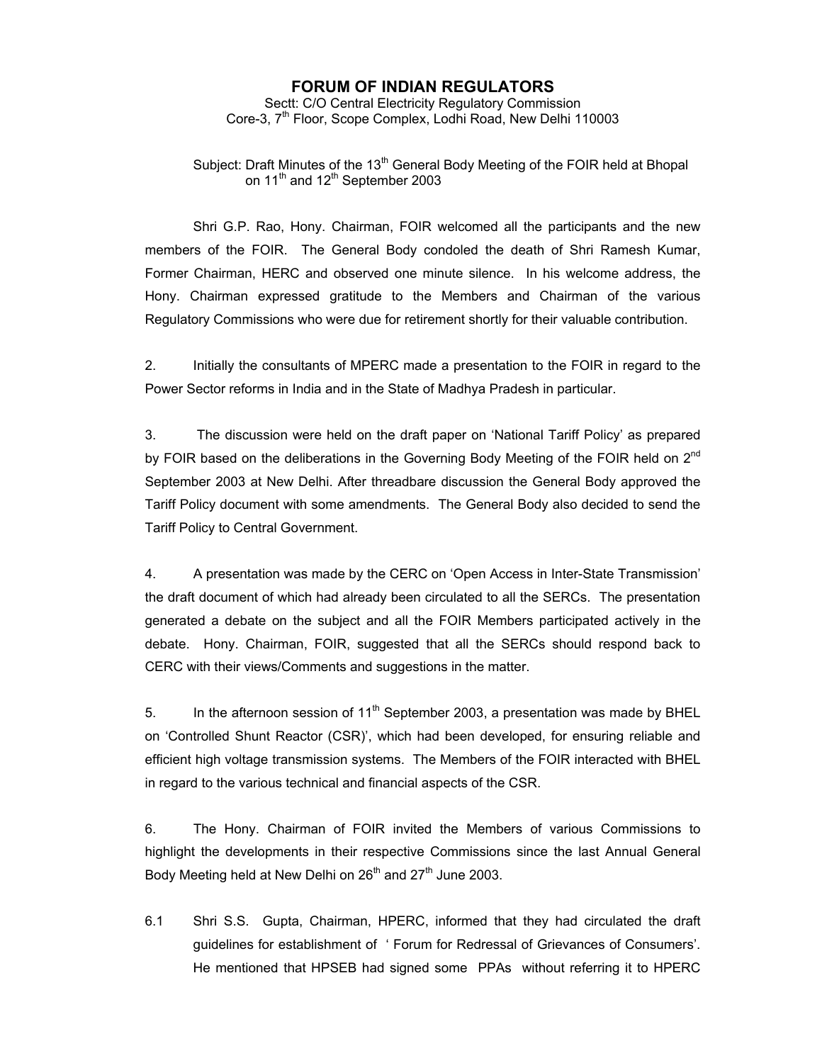# FORUM OF INDIAN REGULATORS

Sectt: C/O Central Electricity Regulatory Commission
Core-3, 7th Floor, Scope Complex, Lodhi Road, New Delhi 110003

Subject: Draft Minutes of the 13th General Body Meeting of the FOIR held at Bhopal on 11th and 12th September 2003

Shri G.P. Rao, Hony. Chairman, FOIR welcomed all the participants and the new members of the FOIR. The General Body condoled the death of Shri Ramesh Kumar, Former Chairman, HERC and observed one minute silence. In his welcome address, the Hony. Chairman expressed gratitude to the Members and Chairman of the various Regulatory Commissions who were due for retirement shortly for their valuable contribution.

2. Initially the consultants of MPERC made a presentation to the FOIR in regard to the Power Sector reforms in India and in the State of Madhya Pradesh in particular.

3. The discussion were held on the draft paper on 'National Tariff Policy' as prepared by FOIR based on the deliberations in the Governing Body Meeting of the FOIR held on 2nd September 2003 at New Delhi. After threadbare discussion the General Body approved the Tariff Policy document with some amendments. The General Body also decided to send the Tariff Policy to Central Government.

4. A presentation was made by the CERC on 'Open Access in Inter-State Transmission' the draft document of which had already been circulated to all the SERCs. The presentation generated a debate on the subject and all the FOIR Members participated actively in the debate. Hony. Chairman, FOIR, suggested that all the SERCs should respond back to CERC with their views/Comments and suggestions in the matter.

5. In the afternoon session of 11th September 2003, a presentation was made by BHEL on 'Controlled Shunt Reactor (CSR)', which had been developed, for ensuring reliable and efficient high voltage transmission systems. The Members of the FOIR interacted with BHEL in regard to the various technical and financial aspects of the CSR.

6. The Hony. Chairman of FOIR invited the Members of various Commissions to highlight the developments in their respective Commissions since the last Annual General Body Meeting held at New Delhi on 26th and 27th June 2003.

6.1 Shri S.S. Gupta, Chairman, HPERC, informed that they had circulated the draft guidelines for establishment of ' Forum for Redressal of Grievances of Consumers'. He mentioned that HPSEB had signed some PPAs without referring it to HPERC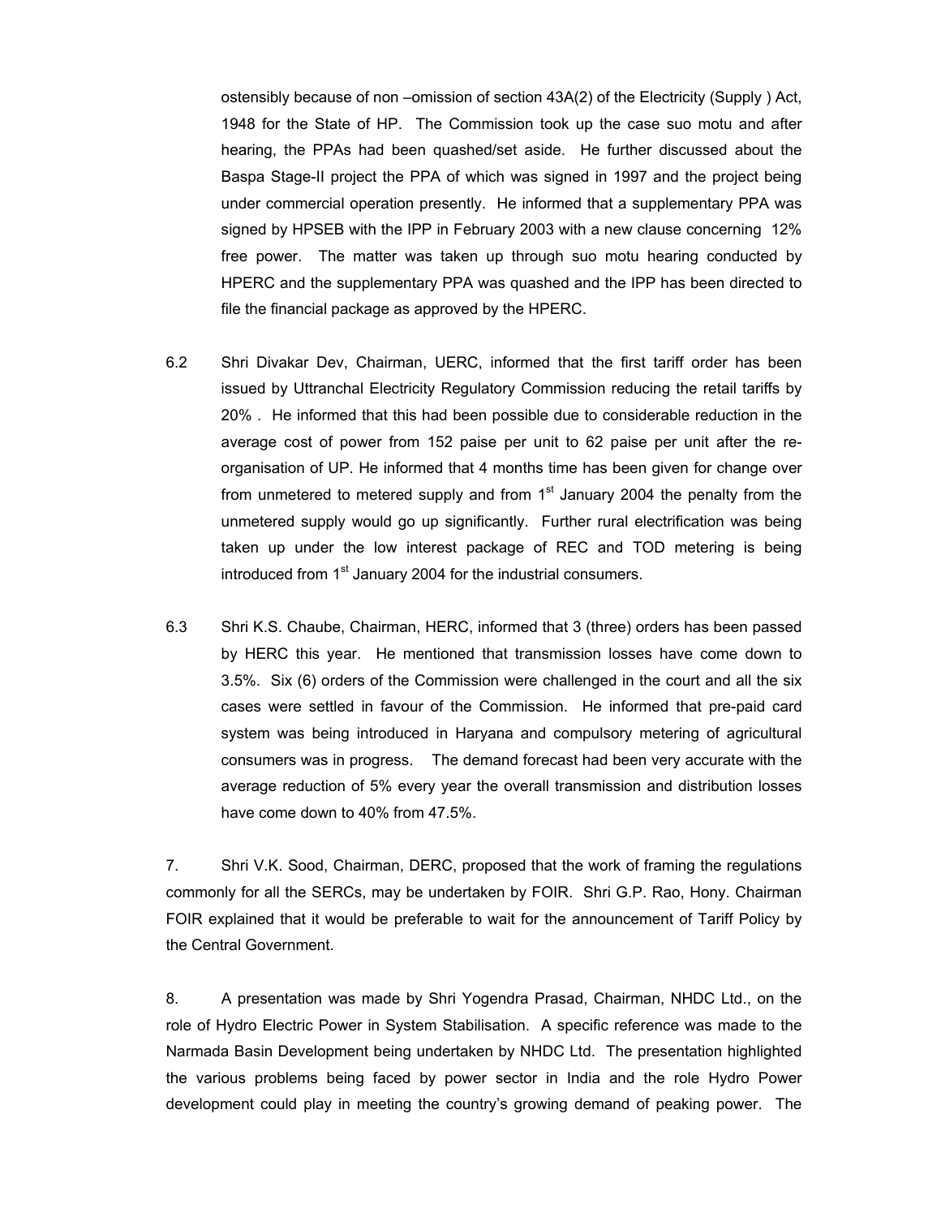ostensibly because of non –omission of section 43A(2) of the Electricity (Supply ) Act, 1948 for the State of HP. The Commission took up the case suo motu and after hearing, the PPAs had been quashed/set aside. He further discussed about the Baspa Stage-II project the PPA of which was signed in 1997 and the project being under commercial operation presently. He informed that a supplementary PPA was signed by HPSEB with the IPP in February 2003 with a new clause concerning 12% free power. The matter was taken up through suo motu hearing conducted by HPERC and the supplementary PPA was quashed and the IPP has been directed to file the financial package as approved by the HPERC.

6.2 Shri Divakar Dev, Chairman, UERC, informed that the first tariff order has been issued by Uttranchal Electricity Regulatory Commission reducing the retail tariffs by 20% . He informed that this had been possible due to considerable reduction in the average cost of power from 152 paise per unit to 62 paise per unit after the re-organisation of UP. He informed that 4 months time has been given for change over from unmetered to metered supply and from 1st January 2004 the penalty from the unmetered supply would go up significantly. Further rural electrification was being taken up under the low interest package of REC and TOD metering is being introduced from 1st January 2004 for the industrial consumers.

6.3 Shri K.S. Chaube, Chairman, HERC, informed that 3 (three) orders has been passed by HERC this year. He mentioned that transmission losses have come down to 3.5%. Six (6) orders of the Commission were challenged in the court and all the six cases were settled in favour of the Commission. He informed that pre-paid card system was being introduced in Haryana and compulsory metering of agricultural consumers was in progress. The demand forecast had been very accurate with the average reduction of 5% every year the overall transmission and distribution losses have come down to 40% from 47.5%.

7. Shri V.K. Sood, Chairman, DERC, proposed that the work of framing the regulations commonly for all the SERCs, may be undertaken by FOIR. Shri G.P. Rao, Hony. Chairman FOIR explained that it would be preferable to wait for the announcement of Tariff Policy by the Central Government.

8. A presentation was made by Shri Yogendra Prasad, Chairman, NHDC Ltd., on the role of Hydro Electric Power in System Stabilisation. A specific reference was made to the Narmada Basin Development being undertaken by NHDC Ltd. The presentation highlighted the various problems being faced by power sector in India and the role Hydro Power development could play in meeting the country's growing demand of peaking power. The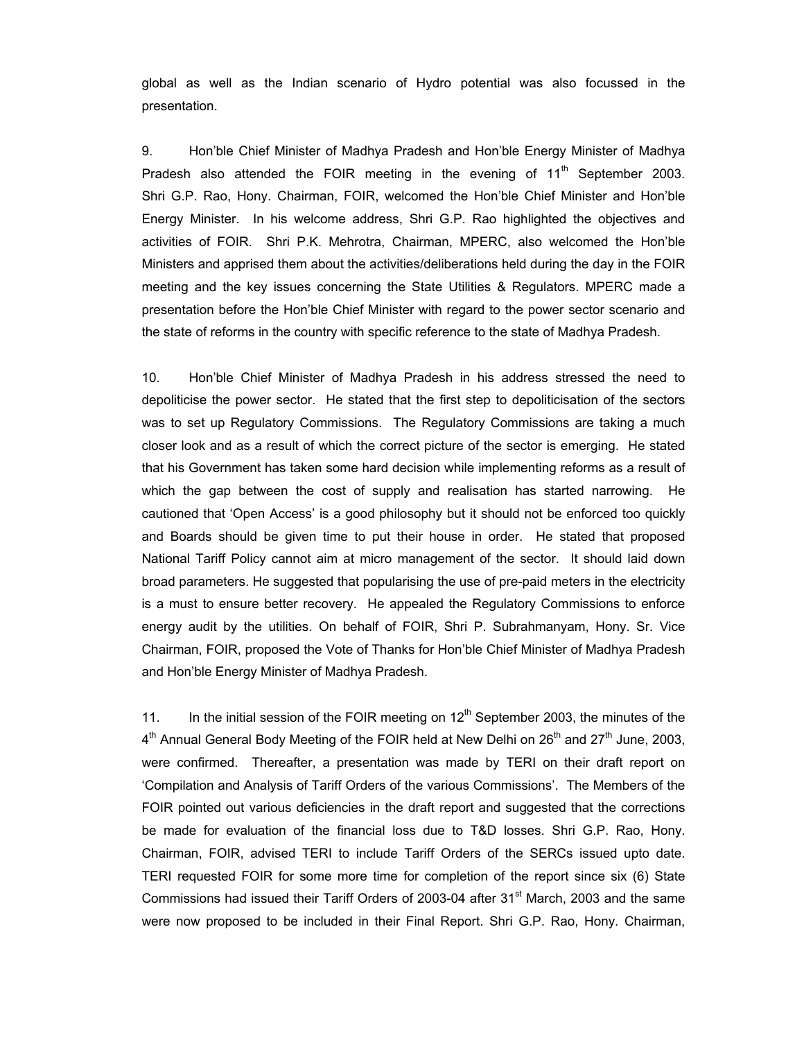global as well as the Indian scenario of Hydro potential was also focussed in the presentation.

9. Hon'ble Chief Minister of Madhya Pradesh and Hon'ble Energy Minister of Madhya Pradesh also attended the FOIR meeting in the evening of 11th September 2003. Shri G.P. Rao, Hony. Chairman, FOIR, welcomed the Hon'ble Chief Minister and Hon'ble Energy Minister. In his welcome address, Shri G.P. Rao highlighted the objectives and activities of FOIR. Shri P.K. Mehrotra, Chairman, MPERC, also welcomed the Hon'ble Ministers and apprised them about the activities/deliberations held during the day in the FOIR meeting and the key issues concerning the State Utilities & Regulators. MPERC made a presentation before the Hon'ble Chief Minister with regard to the power sector scenario and the state of reforms in the country with specific reference to the state of Madhya Pradesh.

10. Hon'ble Chief Minister of Madhya Pradesh in his address stressed the need to depoliticise the power sector. He stated that the first step to depoliticisation of the sectors was to set up Regulatory Commissions. The Regulatory Commissions are taking a much closer look and as a result of which the correct picture of the sector is emerging. He stated that his Government has taken some hard decision while implementing reforms as a result of which the gap between the cost of supply and realisation has started narrowing. He cautioned that 'Open Access' is a good philosophy but it should not be enforced too quickly and Boards should be given time to put their house in order. He stated that proposed National Tariff Policy cannot aim at micro management of the sector. It should laid down broad parameters. He suggested that popularising the use of pre-paid meters in the electricity is a must to ensure better recovery. He appealed the Regulatory Commissions to enforce energy audit by the utilities. On behalf of FOIR, Shri P. Subrahmanyam, Hony. Sr. Vice Chairman, FOIR, proposed the Vote of Thanks for Hon'ble Chief Minister of Madhya Pradesh and Hon'ble Energy Minister of Madhya Pradesh.

11. In the initial session of the FOIR meeting on 12th September 2003, the minutes of the 4th Annual General Body Meeting of the FOIR held at New Delhi on 26th and 27th June, 2003, were confirmed. Thereafter, a presentation was made by TERI on their draft report on 'Compilation and Analysis of Tariff Orders of the various Commissions'. The Members of the FOIR pointed out various deficiencies in the draft report and suggested that the corrections be made for evaluation of the financial loss due to T&D losses. Shri G.P. Rao, Hony. Chairman, FOIR, advised TERI to include Tariff Orders of the SERCs issued upto date. TERI requested FOIR for some more time for completion of the report since six (6) State Commissions had issued their Tariff Orders of 2003-04 after 31st March, 2003 and the same were now proposed to be included in their Final Report. Shri G.P. Rao, Hony. Chairman,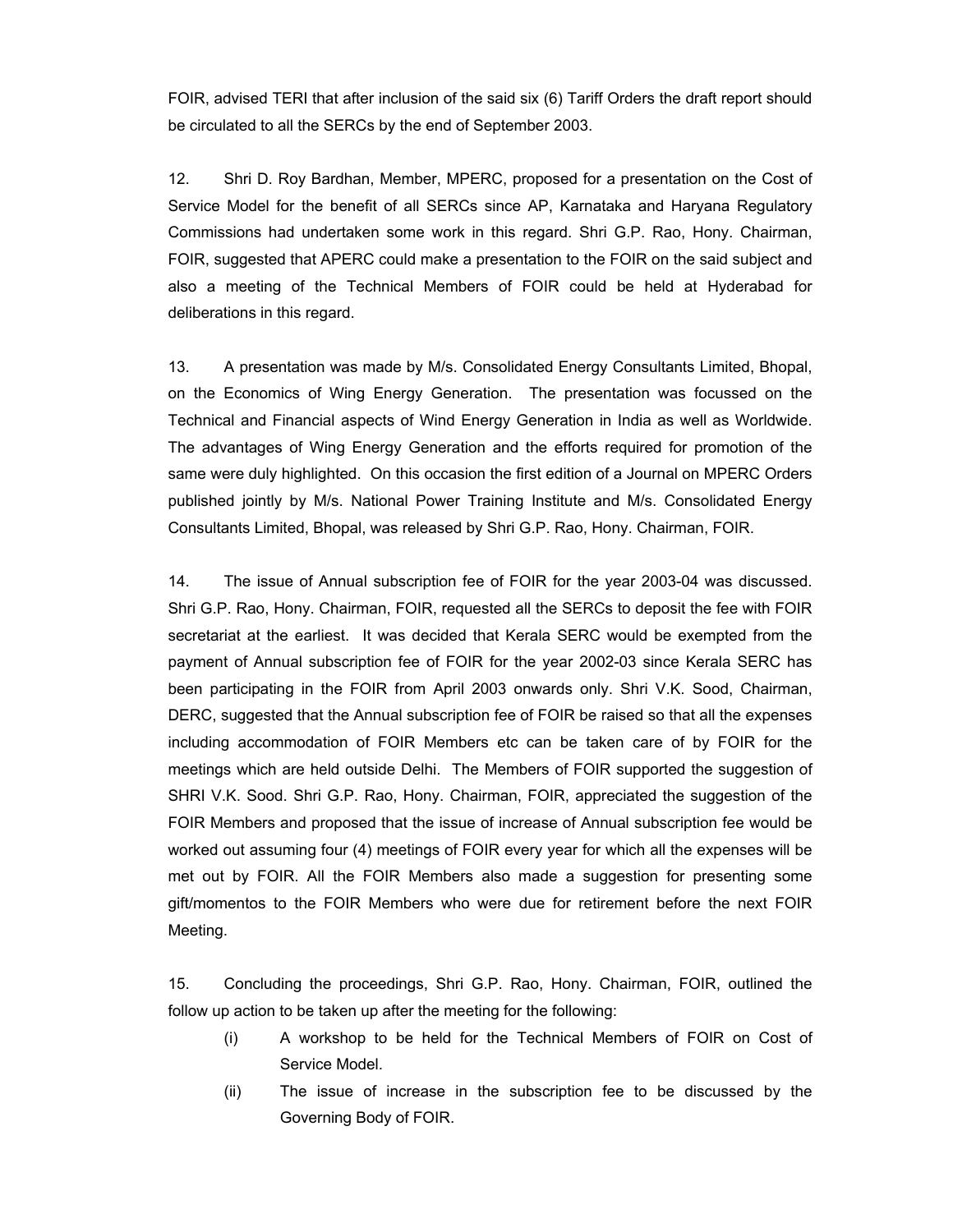FOIR, advised TERI that after inclusion of the said six (6) Tariff Orders the draft report should be circulated to all the SERCs by the end of September 2003.

12. Shri D. Roy Bardhan, Member, MPERC, proposed for a presentation on the Cost of Service Model for the benefit of all SERCs since AP, Karnataka and Haryana Regulatory Commissions had undertaken some work in this regard. Shri G.P. Rao, Hony. Chairman, FOIR, suggested that APERC could make a presentation to the FOIR on the said subject and also a meeting of the Technical Members of FOIR could be held at Hyderabad for deliberations in this regard.

13. A presentation was made by M/s. Consolidated Energy Consultants Limited, Bhopal, on the Economics of Wing Energy Generation. The presentation was focussed on the Technical and Financial aspects of Wind Energy Generation in India as well as Worldwide. The advantages of Wing Energy Generation and the efforts required for promotion of the same were duly highlighted. On this occasion the first edition of a Journal on MPERC Orders published jointly by M/s. National Power Training Institute and M/s. Consolidated Energy Consultants Limited, Bhopal, was released by Shri G.P. Rao, Hony. Chairman, FOIR.

14. The issue of Annual subscription fee of FOIR for the year 2003-04 was discussed. Shri G.P. Rao, Hony. Chairman, FOIR, requested all the SERCs to deposit the fee with FOIR secretariat at the earliest. It was decided that Kerala SERC would be exempted from the payment of Annual subscription fee of FOIR for the year 2002-03 since Kerala SERC has been participating in the FOIR from April 2003 onwards only. Shri V.K. Sood, Chairman, DERC, suggested that the Annual subscription fee of FOIR be raised so that all the expenses including accommodation of FOIR Members etc can be taken care of by FOIR for the meetings which are held outside Delhi. The Members of FOIR supported the suggestion of SHRI V.K. Sood. Shri G.P. Rao, Hony. Chairman, FOIR, appreciated the suggestion of the FOIR Members and proposed that the issue of increase of Annual subscription fee would be worked out assuming four (4) meetings of FOIR every year for which all the expenses will be met out by FOIR. All the FOIR Members also made a suggestion for presenting some gift/momentos to the FOIR Members who were due for retirement before the next FOIR Meeting.

15. Concluding the proceedings, Shri G.P. Rao, Hony. Chairman, FOIR, outlined the follow up action to be taken up after the meeting for the following:

(i) A workshop to be held for the Technical Members of FOIR on Cost of Service Model.

(ii) The issue of increase in the subscription fee to be discussed by the Governing Body of FOIR.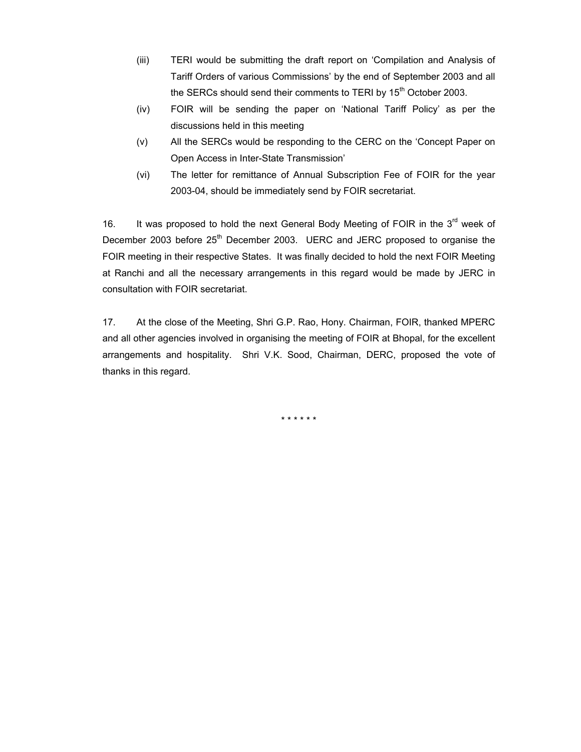(iii) TERI would be submitting the draft report on 'Compilation and Analysis of Tariff Orders of various Commissions' by the end of September 2003 and all the SERCs should send their comments to TERI by 15th October 2003.

(iv) FOIR will be sending the paper on 'National Tariff Policy' as per the discussions held in this meeting

(v) All the SERCs would be responding to the CERC on the 'Concept Paper on Open Access in Inter-State Transmission'

(vi) The letter for remittance of Annual Subscription Fee of FOIR for the year 2003-04, should be immediately send by FOIR secretariat.

16. It was proposed to hold the next General Body Meeting of FOIR in the 3rd week of December 2003 before 25th December 2003. UERC and JERC proposed to organise the FOIR meeting in their respective States. It was finally decided to hold the next FOIR Meeting at Ranchi and all the necessary arrangements in this regard would be made by JERC in consultation with FOIR secretariat.

17. At the close of the Meeting, Shri G.P. Rao, Hony. Chairman, FOIR, thanked MPERC and all other agencies involved in organising the meeting of FOIR at Bhopal, for the excellent arrangements and hospitality. Shri V.K. Sood, Chairman, DERC, proposed the vote of thanks in this regard.

* * * * * *